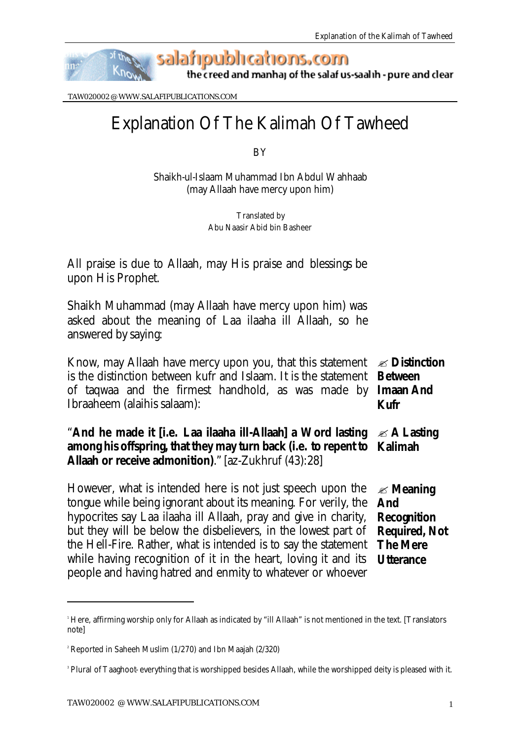# Explanation Of The Kalimah Of Tawheed

BY

Shaikh-ul-Islaam Muhammad Ibn Abdul Wahhaab
(may Allaah have mercy upon him)

Translated by
Abu Naasir Abid bin Basheer

All praise is due to Allaah, may His praise and blessings be upon His Prophet.

Shaikh Muhammad (may Allaah have mercy upon him) was asked about the meaning of Laa ilaaha ill Allaah, so he answered by saying:

✍ **Distinction Between Imaan And Kufr**

Know, may Allaah have mercy upon you, that this statement is the distinction between kufr and Islaam. It is the statement of taqwaa and the firmest handhold, as was made by Ibraaheem (alaihis salaam):

✍ **A Lasting Kalimah**

"**And he made it [i.e. Laa ilaaha ill-Allaah] a Word lasting among his offspring, that they may turn back (i.e. to repent to Allaah or receive admonition)**." [az-Zukhruf (43):28]

✍ **Meaning And Recognition Required, Not The Mere Utterance**

However, what is intended here is not just speech upon the tongue while being ignorant about its meaning. For verily, the hypocrites say Laa ilaaha ill Allaah, pray and give in charity, but they will be below the disbelievers, in the lowest part of the Hell-Fire. Rather, what is intended is to say the statement while having recognition of it in the heart, loving it and its people and having hatred and enmity to whatever or whoever

---

[1] Here, affirming worship only for Allaah as indicated by "ill Allaah" is not mentioned in the text. [Translators note]

[2] Reported in Saheeh Muslim (1/270) and Ibn Maajah (2/320)

[3] Plural of Taaghoot- everything that is worshipped besides Allaah, while the worshipped deity is pleased with it.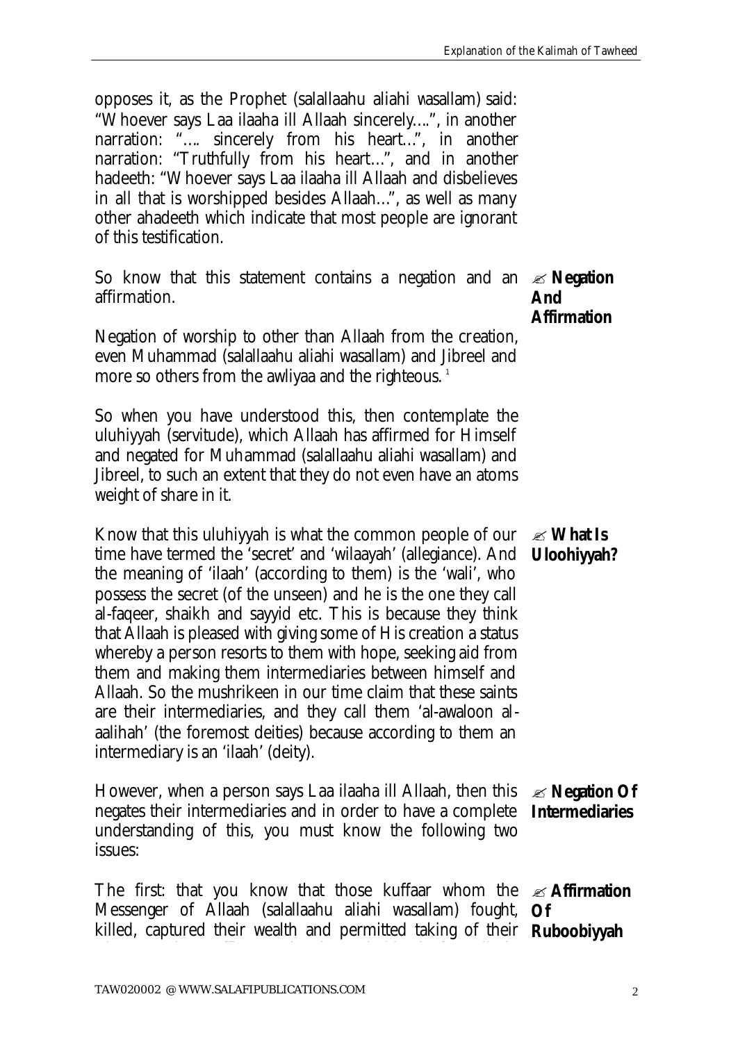opposes it, as the Prophet (salallaahu aliahi wasallam) said: "Whoever says Laa ilaaha ill Allaah sincerely....", in another narration: "…. sincerely from his heart…", in another narration: "Truthfully from his heart…", and in another hadeeth: "Whoever says Laa ilaaha ill Allaah and disbelieves in all that is worshipped besides Allaah…", as well as many other ahadeeth which indicate that most people are ignorant of this testification.

**✍ Negation And Affirmation**

So know that this statement contains a negation and an affirmation.

Negation of worship to other than Allaah from the creation, even Muhammad (salallaahu aliahi wasallam) and Jibreel and more so others from the awliyaa and the righteous. [1]

So when you have understood this, then contemplate the uluhiyyah (servitude), which Allaah has affirmed for Himself and negated for Muhammad (salallaahu aliahi wasallam) and Jibreel, to such an extent that they do not even have an atoms weight of share in it.

**✍ What Is Uloohiyyah?**

Know that this uluhiyyah is what the common people of our time have termed the 'secret' and 'wilaayah' (allegiance). And the meaning of 'ilaah' (according to them) is the 'wali', who possess the secret (of the unseen) and he is the one they call al-faqeer, shaikh and sayyid etc. This is because they think that Allaah is pleased with giving some of His creation a status whereby a person resorts to them with hope, seeking aid from them and making them intermediaries between himself and Allaah. So the mushrikeen in our time claim that these saints are their intermediaries, and they call them 'al-awaloon al-aalihah' (the foremost deities) because according to them an intermediary is an 'ilaah' (deity).

**✍ Negation Of Intermediaries**

However, when a person says Laa ilaaha ill Allaah, then this negates their intermediaries and in order to have a complete understanding of this, you must know the following two issues:

**✍ Affirmation Of Ruboobiyyah**

The first: that you know that those kuffaar whom the Messenger of Allaah (salallaahu aliahi wasallam) fought, killed, captured their wealth and permitted taking of their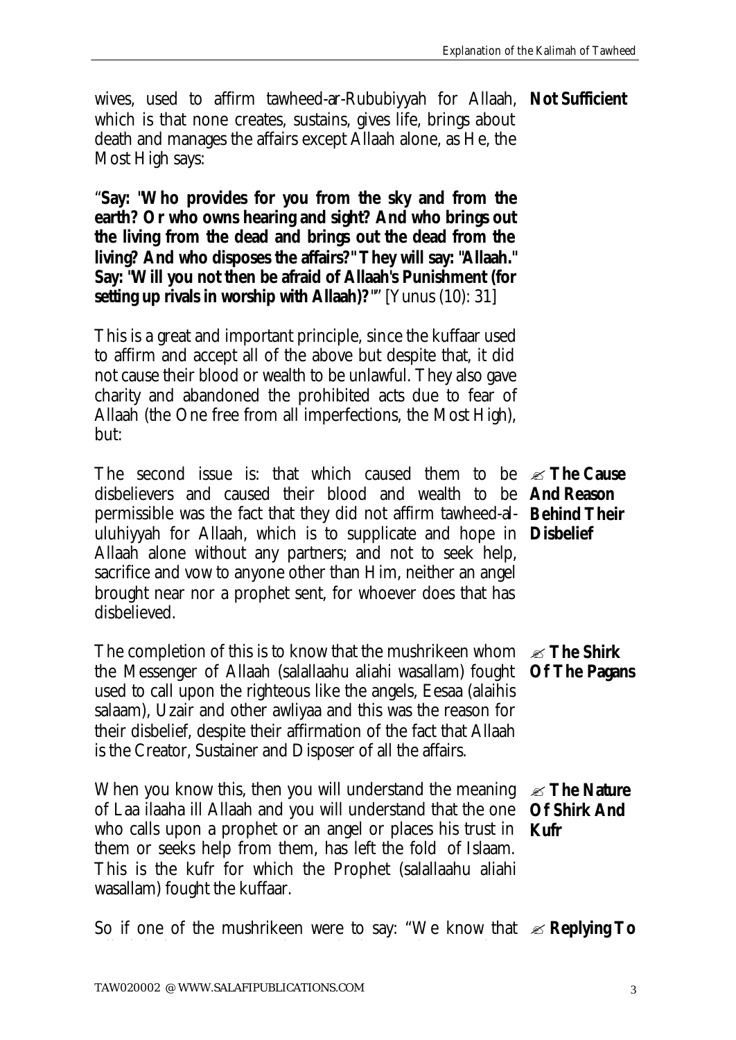wives, used to affirm tawheed-ar-Rububiyyah for Allaah, which is that none creates, sustains, gives life, brings about death and manages the affairs except Allaah alone, as He, the Most High says:

**Not Sufficient**

"**Say: "Who provides for you from the sky and from the earth? Or who owns hearing and sight? And who brings out the living from the dead and brings out the dead from the living? And who disposes the affairs?" They will say: "Allaah." Say: "Will you not then be afraid of Allaah's Punishment (for setting up rivals in worship with Allaah)?"**" [Yunus (10): 31]

This is a great and important principle, since the kuffaar used to affirm and accept all of the above but despite that, it did not cause their blood or wealth to be unlawful. They also gave charity and abandoned the prohibited acts due to fear of Allaah (the One free from all imperfections, the Most High), but:

✍ **The Cause And Reason Behind Their Disbelief**

The second issue is: that which caused them to be disbelievers and caused their blood and wealth to be permissible was the fact that they did not affirm tawheed-al-uluhiyyah for Allaah, which is to supplicate and hope in Allaah alone without any partners; and not to seek help, sacrifice and vow to anyone other than Him, neither an angel brought near nor a prophet sent, for whoever does that has disbelieved.

✍ **The Shirk Of The Pagans**

The completion of this is to know that the mushrikeen whom the Messenger of Allaah (salallaahu aliahi wasallam) fought used to call upon the righteous like the angels, Eesaa (alaihis salaam), Uzair and other awliyaa and this was the reason for their disbelief, despite their affirmation of the fact that Allaah is the Creator, Sustainer and Disposer of all the affairs.

✍ **The Nature Of Shirk And Kufr**

When you know this, then you will understand the meaning of Laa ilaaha ill Allaah and you will understand that the one who calls upon a prophet or an angel or places his trust in them or seeks help from them, has left the fold of Islaam. This is the kufr for which the Prophet (salallaahu aliahi wasallam) fought the kuffaar.

✍ **Replying To**

So if one of the mushrikeen were to say: "We know that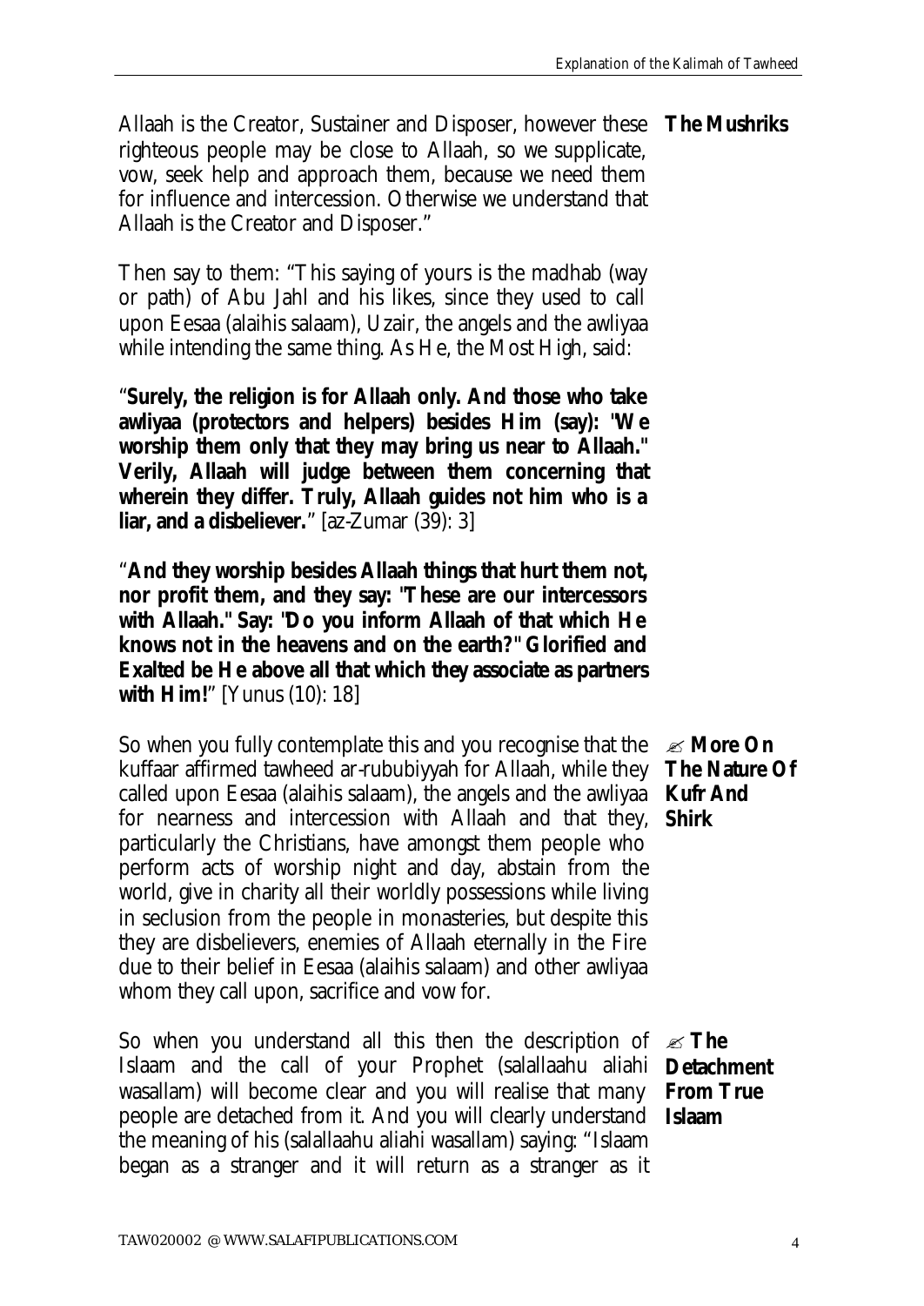**The Mushriks**

Allaah is the Creator, Sustainer and Disposer, however these righteous people may be close to Allaah, so we supplicate, vow, seek help and approach them, because we need them for influence and intercession. Otherwise we understand that Allaah is the Creator and Disposer."

Then say to them: "This saying of yours is the madhab (way or path) of Abu Jahl and his likes, since they used to call upon Eesaa (alaihis salaam), Uzair, the angels and the awliyaa while intending the same thing. As He, the Most High, said:

"**Surely, the religion is for Allaah only. And those who take awliyaa (protectors and helpers) besides Him (say): "We worship them only that they may bring us near to Allaah." Verily, Allaah will judge between them concerning that wherein they differ. Truly, Allaah guides not him who is a liar, and a disbeliever.**" [az-Zumar (39): 3]

"**And they worship besides Allaah things that hurt them not, nor profit them, and they say: "These are our intercessors with Allaah." Say: "Do you inform Allaah of that which He knows not in the heavens and on the earth?" Glorified and Exalted be He above all that which they associate as partners with Him!**" [Yunus (10): 18]

**✍ More On The Nature Of Kufr And Shirk**

So when you fully contemplate this and you recognise that the kuffaar affirmed tawheed ar-rububiyyah for Allaah, while they called upon Eesaa (alaihis salaam), the angels and the awliyaa for nearness and intercession with Allaah and that they, particularly the Christians, have amongst them people who perform acts of worship night and day, abstain from the world, give in charity all their worldly possessions while living in seclusion from the people in monasteries, but despite this they are disbelievers, enemies of Allaah eternally in the Fire due to their belief in Eesaa (alaihis salaam) and other awliyaa whom they call upon, sacrifice and vow for.

**✍ The Detachment From True Islaam**

So when you understand all this then the description of Islaam and the call of your Prophet (salallaahu aliahi wasallam) will become clear and you will realise that many people are detached from it. And you will clearly understand the meaning of his (salallaahu aliahi wasallam) saying: "Islaam began as a stranger and it will return as a stranger as it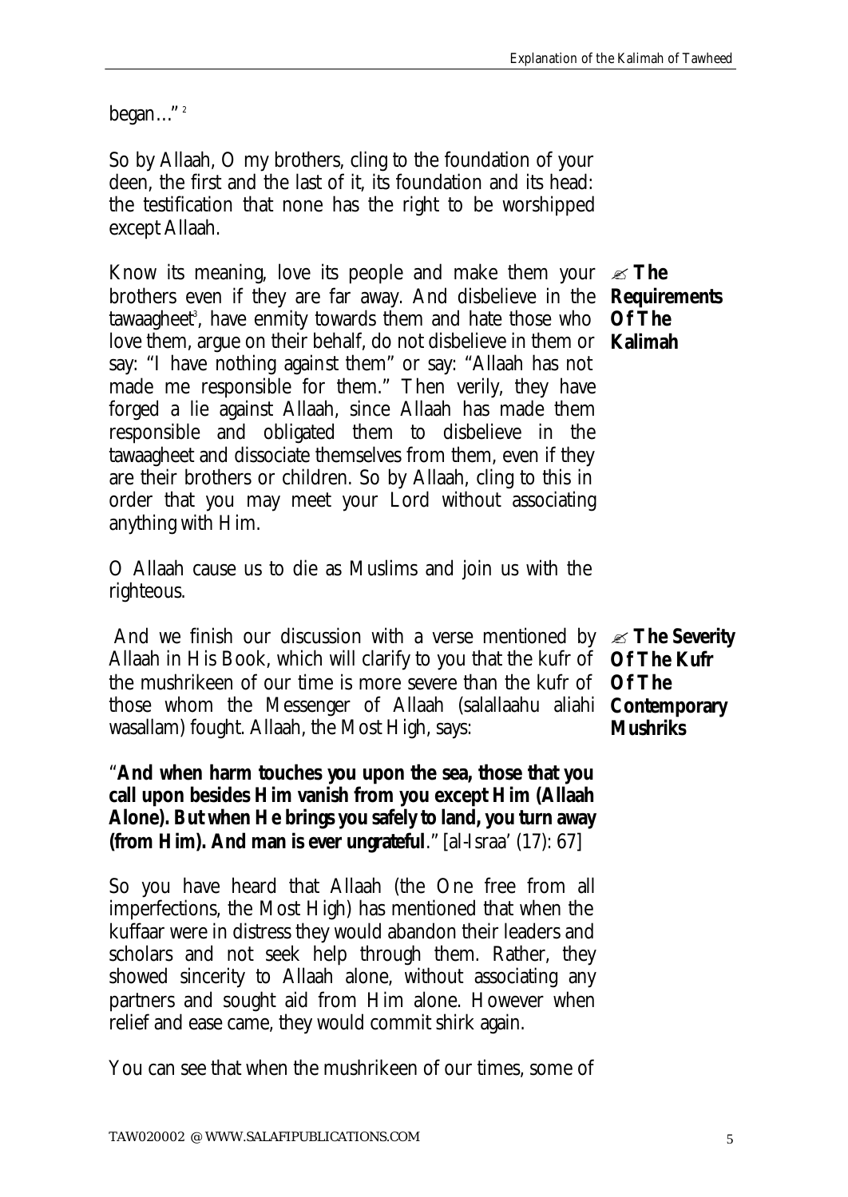began…"[2]

So by Allaah, O my brothers, cling to the foundation of your deen, the first and the last of it, its foundation and its head: the testification that none has the right to be worshipped except Allaah.

✍ **The Requirements Of The Kalimah**

Know its meaning, love its people and make them your brothers even if they are far away. And disbelieve in the tawaagheet[3], have enmity towards them and hate those who love them, argue on their behalf, do not disbelieve in them or say: "I have nothing against them" or say: "Allaah has not made me responsible for them." Then verily, they have forged a lie against Allaah, since Allaah has made them responsible and obligated them to disbelieve in the tawaagheet and dissociate themselves from them, even if they are their brothers or children. So by Allaah, cling to this in order that you may meet your Lord without associating anything with Him.

O Allaah cause us to die as Muslims and join us with the righteous.

✍ **The Severity Of The Kufr Of The Contemporary Mushriks**

And we finish our discussion with a verse mentioned by Allaah in His Book, which will clarify to you that the kufr of the mushrikeen of our time is more severe than the kufr of those whom the Messenger of Allaah (salallaahu aliahi wasallam) fought. Allaah, the Most High, says:

"**And when harm touches you upon the sea, those that you call upon besides Him vanish from you except Him (Allaah Alone). But when He brings you safely to land, you turn away (from Him). And man is ever ungrateful**." [al-Israa' (17): 67]

So you have heard that Allaah (the One free from all imperfections, the Most High) has mentioned that when the kuffaar were in distress they would abandon their leaders and scholars and not seek help through them. Rather, they showed sincerity to Allaah alone, without associating any partners and sought aid from Him alone. However when relief and ease came, they would commit shirk again.

You can see that when the mushrikeen of our times, some of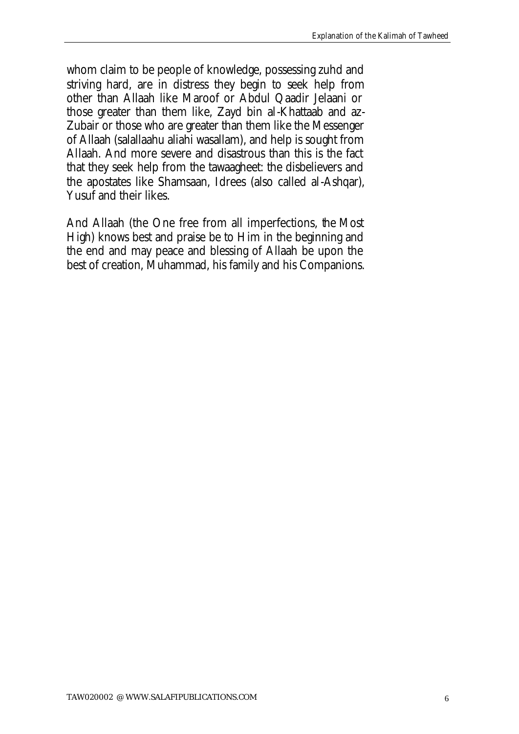whom claim to be people of knowledge, possessing zuhd and striving hard, are in distress they begin to seek help from other than Allaah like Maroof or Abdul Qaadir Jelaani or those greater than them like, Zayd bin al-Khattaab and az-Zubair or those who are greater than them like the Messenger of Allaah (salallaahu aliahi wasallam), and help is sought from Allaah. And more severe and disastrous than this is the fact that they seek help from the tawaagheet: the disbelievers and the apostates like Shamsaan, Idrees (also called al-Ashqar), Yusuf and their likes.

And Allaah (the One free from all imperfections, the Most High) knows best and praise be to Him in the beginning and the end and may peace and blessing of Allaah be upon the best of creation, Muhammad, his family and his Companions.